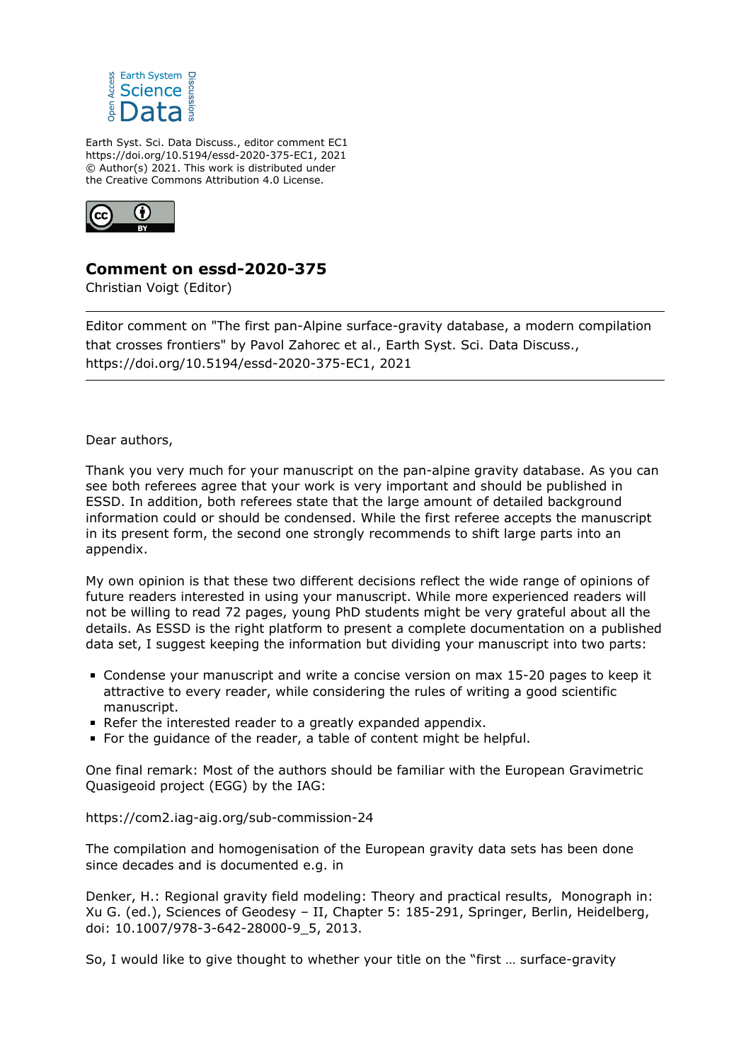Earth Syst. Sci. Data Discuss., editor comment EC1
https://doi.org/10.5194/essd-2020-375-EC1, 2021
© Author(s) 2021. This work is distributed under
the Creative Commons Attribution 4.0 License.

## Comment on essd-2020-375

Christian Voigt (Editor)

---

Editor comment on "The first pan-Alpine surface-gravity database, a modern compilation that crosses frontiers" by Pavol Zahorec et al., Earth Syst. Sci. Data Discuss., https://doi.org/10.5194/essd-2020-375-EC1, 2021

---

Dear authors,

Thank you very much for your manuscript on the pan-alpine gravity database. As you can see both referees agree that your work is very important and should be published in ESSD. In addition, both referees state that the large amount of detailed background information could or should be condensed. While the first referee accepts the manuscript in its present form, the second one strongly recommends to shift large parts into an appendix.

My own opinion is that these two different decisions reflect the wide range of opinions of future readers interested in using your manuscript. While more experienced readers will not be willing to read 72 pages, young PhD students might be very grateful about all the details. As ESSD is the right platform to present a complete documentation on a published data set, I suggest keeping the information but dividing your manuscript into two parts:

- Condense your manuscript and write a concise version on max 15-20 pages to keep it attractive to every reader, while considering the rules of writing a good scientific manuscript.
- Refer the interested reader to a greatly expanded appendix.
- For the guidance of the reader, a table of content might be helpful.

One final remark: Most of the authors should be familiar with the European Gravimetric Quasigeoid project (EGG) by the IAG:

https://com2.iag-aig.org/sub-commission-24

The compilation and homogenisation of the European gravity data sets has been done since decades and is documented e.g. in

Denker, H.: Regional gravity field modeling: Theory and practical results, Monograph in: Xu G. (ed.), Sciences of Geodesy – II, Chapter 5: 185-291, Springer, Berlin, Heidelberg, doi: 10.1007/978-3-642-28000-9_5, 2013.

So, I would like to give thought to whether your title on the “first … surface-gravity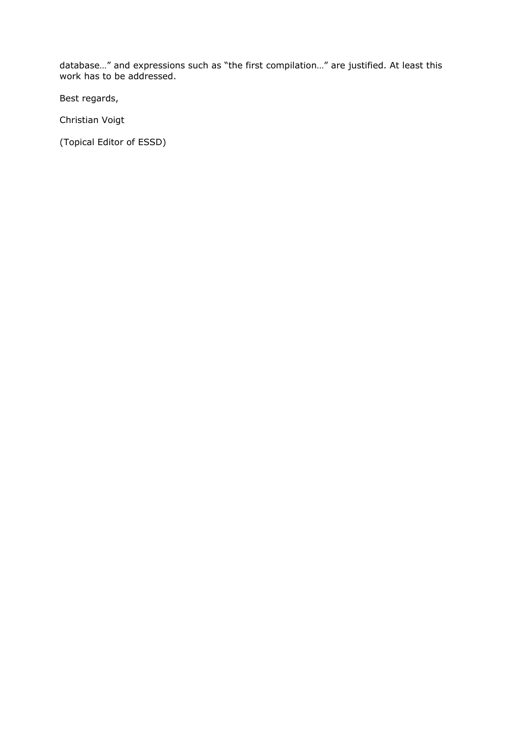database…" and expressions such as "the first compilation…" are justified. At least this work has to be addressed.

Best regards,

Christian Voigt

(Topical Editor of ESSD)